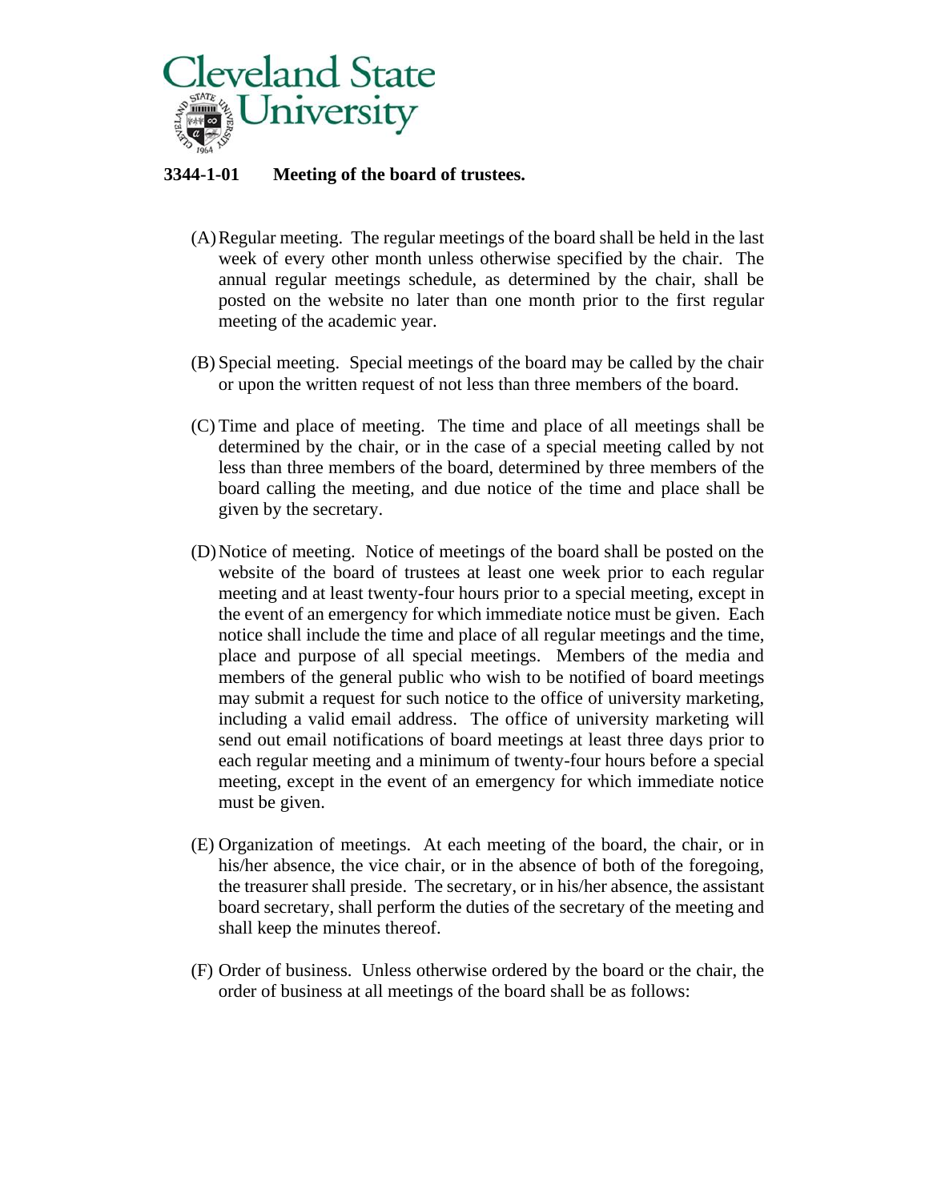# 3344-1-01 Meeting of the board of trustees.

(A) Regular meeting. The regular meetings of the board shall be held in the last week of every other month unless otherwise specified by the chair. The annual regular meetings schedule, as determined by the chair, shall be posted on the website no later than one month prior to the first regular meeting of the academic year.

(B) Special meeting. Special meetings of the board may be called by the chair or upon the written request of not less than three members of the board.

(C) Time and place of meeting. The time and place of all meetings shall be determined by the chair, or in the case of a special meeting called by not less than three members of the board, determined by three members of the board calling the meeting, and due notice of the time and place shall be given by the secretary.

(D) Notice of meeting. Notice of meetings of the board shall be posted on the website of the board of trustees at least one week prior to each regular meeting and at least twenty-four hours prior to a special meeting, except in the event of an emergency for which immediate notice must be given. Each notice shall include the time and place of all regular meetings and the time, place and purpose of all special meetings. Members of the media and members of the general public who wish to be notified of board meetings may submit a request for such notice to the office of university marketing, including a valid email address. The office of university marketing will send out email notifications of board meetings at least three days prior to each regular meeting and a minimum of twenty-four hours before a special meeting, except in the event of an emergency for which immediate notice must be given.

(E) Organization of meetings. At each meeting of the board, the chair, or in his/her absence, the vice chair, or in the absence of both of the foregoing, the treasurer shall preside. The secretary, or in his/her absence, the assistant board secretary, shall perform the duties of the secretary of the meeting and shall keep the minutes thereof.

(F) Order of business. Unless otherwise ordered by the board or the chair, the order of business at all meetings of the board shall be as follows: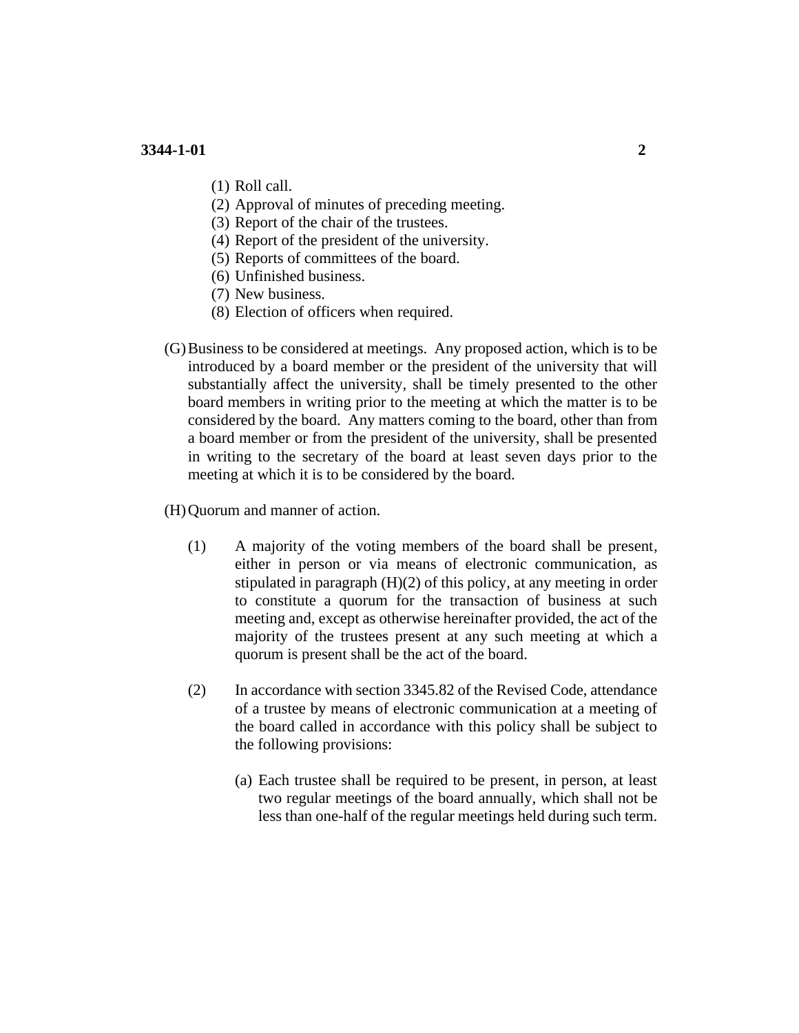(1) Roll call.
(2) Approval of minutes of preceding meeting.
(3) Report of the chair of the trustees.
(4) Report of the president of the university.
(5) Reports of committees of the board.
(6) Unfinished business.
(7) New business.
(8) Election of officers when required.

(G) Business to be considered at meetings. Any proposed action, which is to be introduced by a board member or the president of the university that will substantially affect the university, shall be timely presented to the other board members in writing prior to the meeting at which the matter is to be considered by the board. Any matters coming to the board, other than from a board member or from the president of the university, shall be presented in writing to the secretary of the board at least seven days prior to the meeting at which it is to be considered by the board.

(H) Quorum and manner of action.

(1) A majority of the voting members of the board shall be present, either in person or via means of electronic communication, as stipulated in paragraph (H)(2) of this policy, at any meeting in order to constitute a quorum for the transaction of business at such meeting and, except as otherwise hereinafter provided, the act of the majority of the trustees present at any such meeting at which a quorum is present shall be the act of the board.

(2) In accordance with section 3345.82 of the Revised Code, attendance of a trustee by means of electronic communication at a meeting of the board called in accordance with this policy shall be subject to the following provisions:

(a) Each trustee shall be required to be present, in person, at least two regular meetings of the board annually, which shall not be less than one-half of the regular meetings held during such term.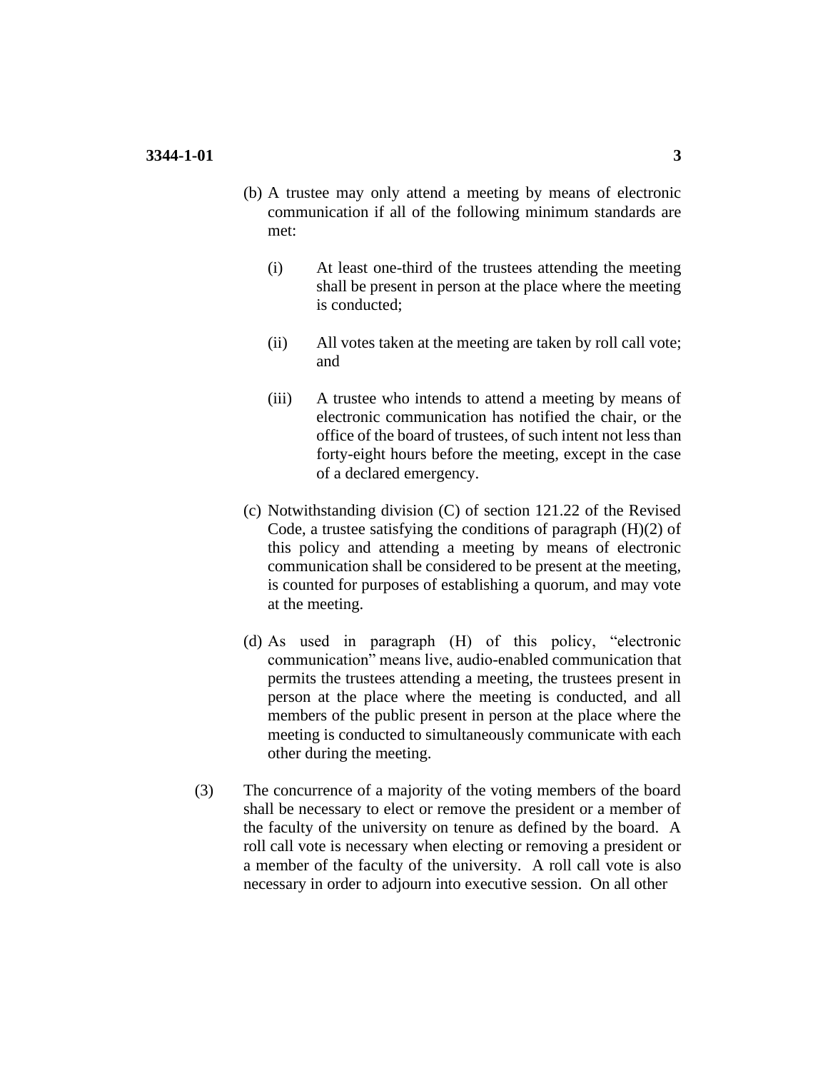(b) A trustee may only attend a meeting by means of electronic communication if all of the following minimum standards are met:

  (i) At least one-third of the trustees attending the meeting shall be present in person at the place where the meeting is conducted;

  (ii) All votes taken at the meeting are taken by roll call vote; and

  (iii) A trustee who intends to attend a meeting by means of electronic communication has notified the chair, or the office of the board of trustees, of such intent not less than forty-eight hours before the meeting, except in the case of a declared emergency.

(c) Notwithstanding division (C) of section 121.22 of the Revised Code, a trustee satisfying the conditions of paragraph (H)(2) of this policy and attending a meeting by means of electronic communication shall be considered to be present at the meeting, is counted for purposes of establishing a quorum, and may vote at the meeting.

(d) As used in paragraph (H) of this policy, "electronic communication" means live, audio-enabled communication that permits the trustees attending a meeting, the trustees present in person at the place where the meeting is conducted, and all members of the public present in person at the place where the meeting is conducted to simultaneously communicate with each other during the meeting.

(3) The concurrence of a majority of the voting members of the board shall be necessary to elect or remove the president or a member of the faculty of the university on tenure as defined by the board. A roll call vote is necessary when electing or removing a president or a member of the faculty of the university. A roll call vote is also necessary in order to adjourn into executive session. On all other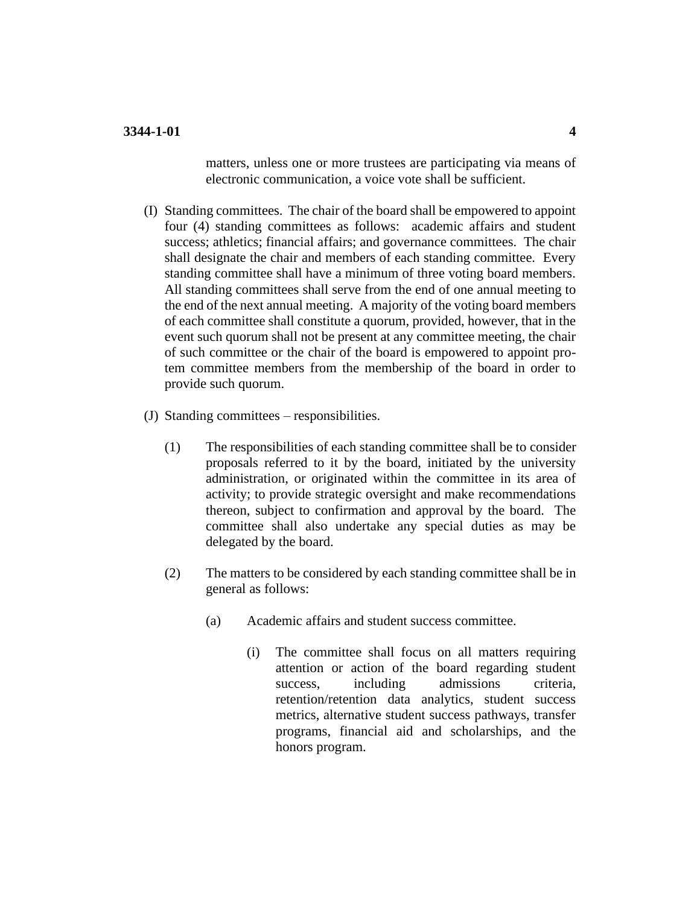matters, unless one or more trustees are participating via means of electronic communication, a voice vote shall be sufficient.

(I) Standing committees. The chair of the board shall be empowered to appoint four (4) standing committees as follows: academic affairs and student success; athletics; financial affairs; and governance committees. The chair shall designate the chair and members of each standing committee. Every standing committee shall have a minimum of three voting board members. All standing committees shall serve from the end of one annual meeting to the end of the next annual meeting. A majority of the voting board members of each committee shall constitute a quorum, provided, however, that in the event such quorum shall not be present at any committee meeting, the chair of such committee or the chair of the board is empowered to appoint pro-tem committee members from the membership of the board in order to provide such quorum.

(J) Standing committees – responsibilities.

(1) The responsibilities of each standing committee shall be to consider proposals referred to it by the board, initiated by the university administration, or originated within the committee in its area of activity; to provide strategic oversight and make recommendations thereon, subject to confirmation and approval by the board. The committee shall also undertake any special duties as may be delegated by the board.

(2) The matters to be considered by each standing committee shall be in general as follows:

(a) Academic affairs and student success committee.

(i) The committee shall focus on all matters requiring attention or action of the board regarding student success, including admissions criteria, retention/retention data analytics, student success metrics, alternative student success pathways, transfer programs, financial aid and scholarships, and the honors program.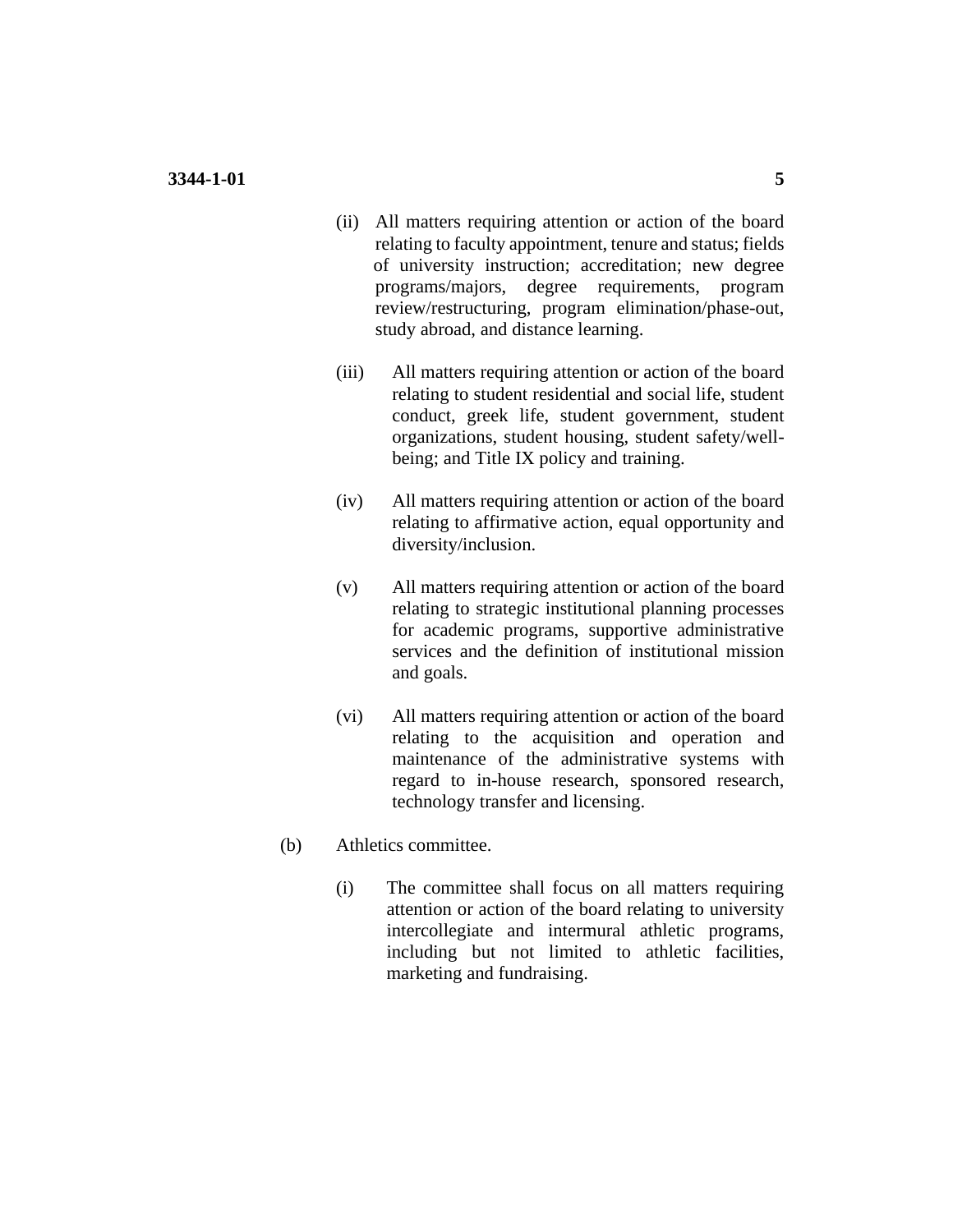(ii) All matters requiring attention or action of the board relating to faculty appointment, tenure and status; fields of university instruction; accreditation; new degree programs/majors, degree requirements, program review/restructuring, program elimination/phase-out, study abroad, and distance learning.

(iii) All matters requiring attention or action of the board relating to student residential and social life, student conduct, greek life, student government, student organizations, student housing, student safety/well-being; and Title IX policy and training.

(iv) All matters requiring attention or action of the board relating to affirmative action, equal opportunity and diversity/inclusion.

(v) All matters requiring attention or action of the board relating to strategic institutional planning processes for academic programs, supportive administrative services and the definition of institutional mission and goals.

(vi) All matters requiring attention or action of the board relating to the acquisition and operation and maintenance of the administrative systems with regard to in-house research, sponsored research, technology transfer and licensing.

(b) Athletics committee.

(i) The committee shall focus on all matters requiring attention or action of the board relating to university intercollegiate and intermural athletic programs, including but not limited to athletic facilities, marketing and fundraising.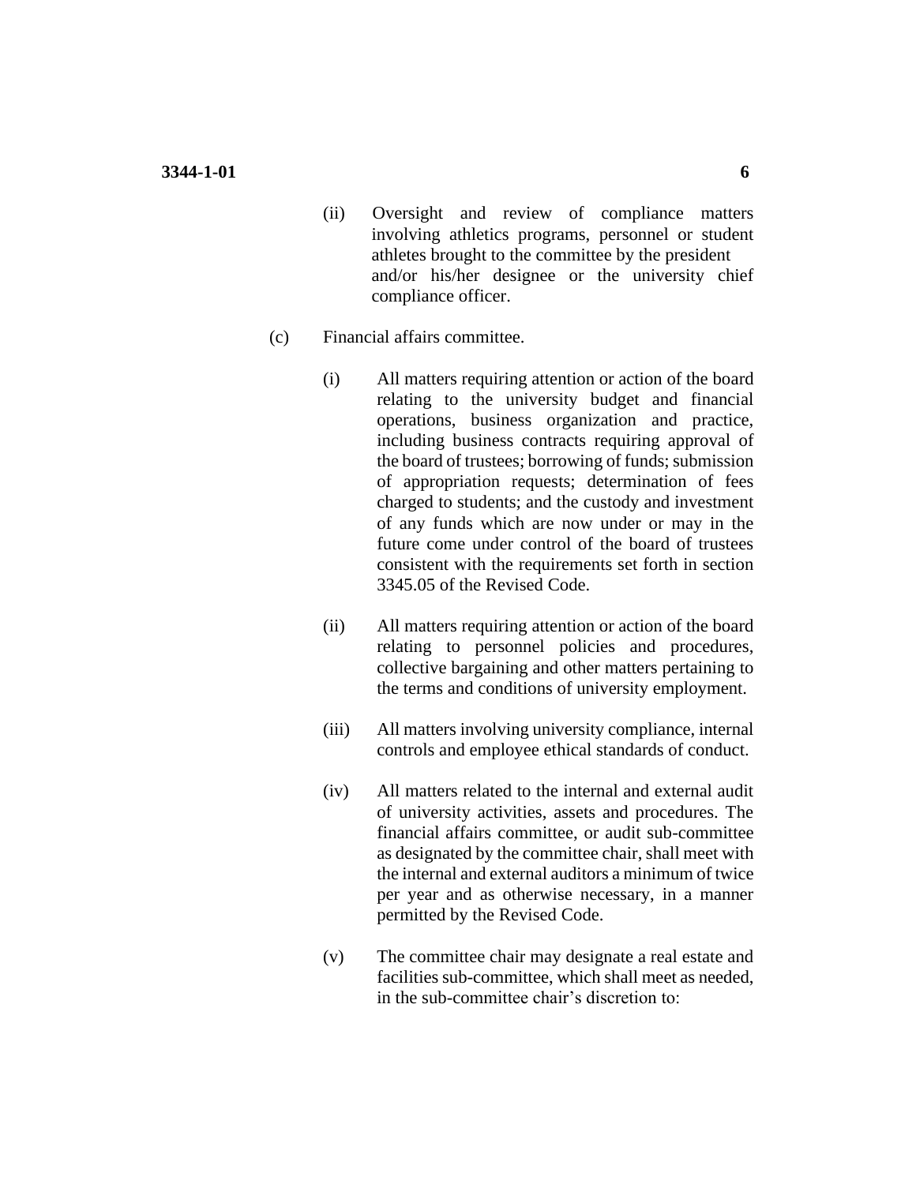(ii) Oversight and review of compliance matters involving athletics programs, personnel or student athletes brought to the committee by the president and/or his/her designee or the university chief compliance officer.

(c) Financial affairs committee.

(i) All matters requiring attention or action of the board relating to the university budget and financial operations, business organization and practice, including business contracts requiring approval of the board of trustees; borrowing of funds; submission of appropriation requests; determination of fees charged to students; and the custody and investment of any funds which are now under or may in the future come under control of the board of trustees consistent with the requirements set forth in section 3345.05 of the Revised Code.

(ii) All matters requiring attention or action of the board relating to personnel policies and procedures, collective bargaining and other matters pertaining to the terms and conditions of university employment.

(iii) All matters involving university compliance, internal controls and employee ethical standards of conduct.

(iv) All matters related to the internal and external audit of university activities, assets and procedures. The financial affairs committee, or audit sub-committee as designated by the committee chair, shall meet with the internal and external auditors a minimum of twice per year and as otherwise necessary, in a manner permitted by the Revised Code.

(v) The committee chair may designate a real estate and facilities sub-committee, which shall meet as needed, in the sub-committee chair's discretion to: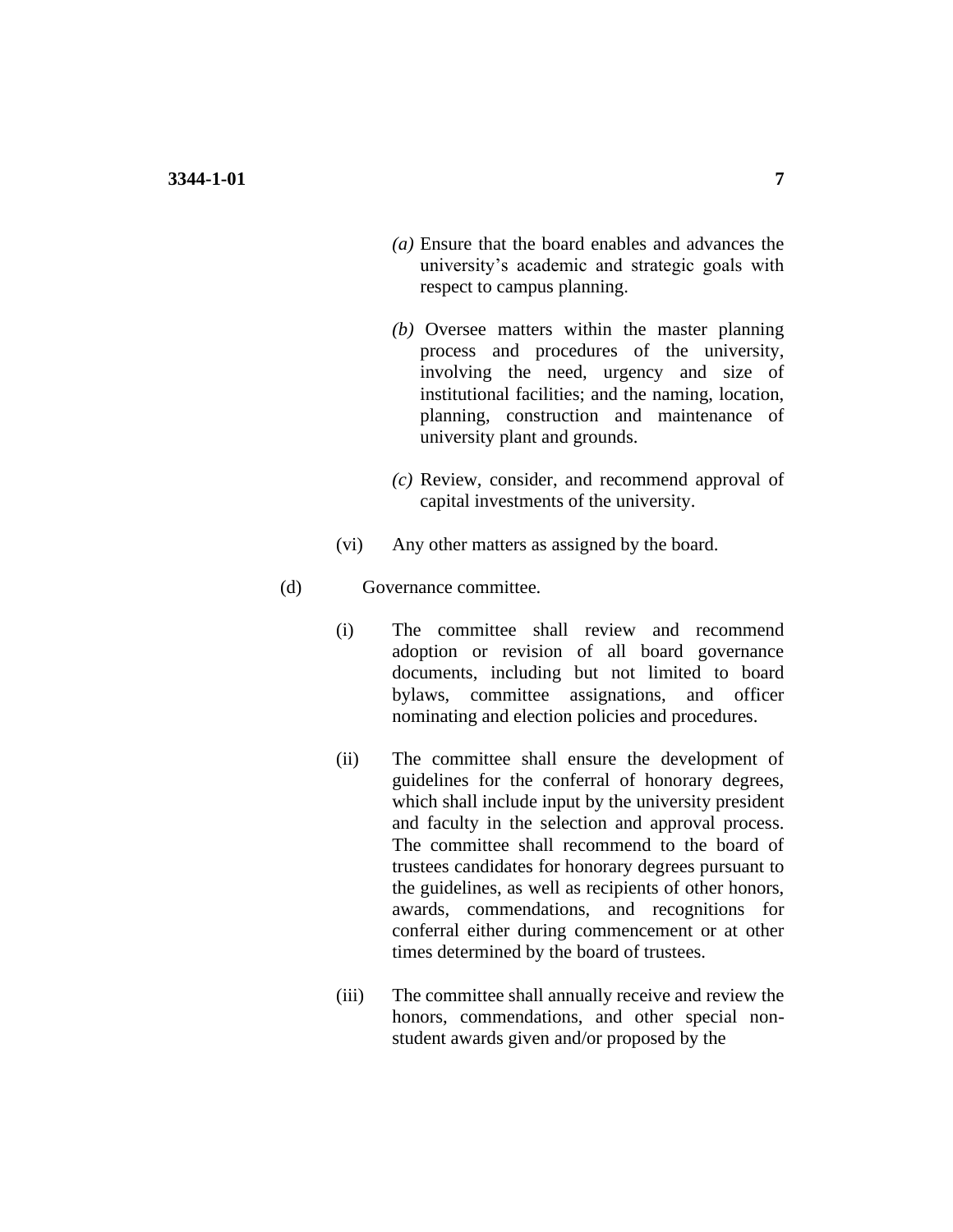*(a)* Ensure that the board enables and advances the university's academic and strategic goals with respect to campus planning.

*(b)* Oversee matters within the master planning process and procedures of the university, involving the need, urgency and size of institutional facilities; and the naming, location, planning, construction and maintenance of university plant and grounds.

*(c)* Review, consider, and recommend approval of capital investments of the university.

(vi) Any other matters as assigned by the board.

(d) Governance committee.

(i) The committee shall review and recommend adoption or revision of all board governance documents, including but not limited to board bylaws, committee assignations, and officer nominating and election policies and procedures.

(ii) The committee shall ensure the development of guidelines for the conferral of honorary degrees, which shall include input by the university president and faculty in the selection and approval process. The committee shall recommend to the board of trustees candidates for honorary degrees pursuant to the guidelines, as well as recipients of other honors, awards, commendations, and recognitions for conferral either during commencement or at other times determined by the board of trustees.

(iii) The committee shall annually receive and review the honors, commendations, and other special non-student awards given and/or proposed by the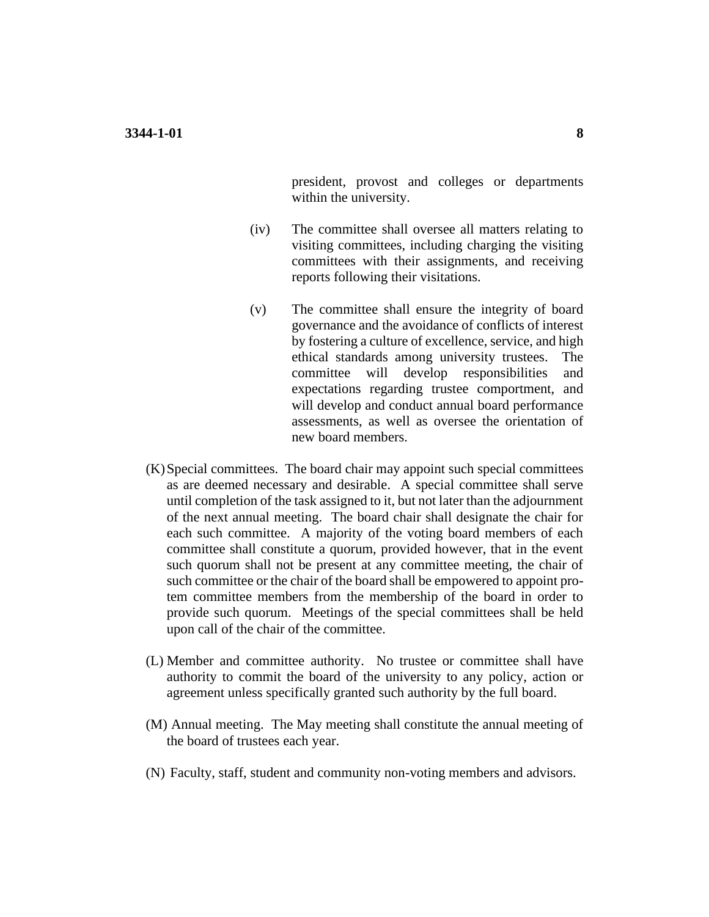president, provost and colleges or departments within the university.

(iv) The committee shall oversee all matters relating to visiting committees, including charging the visiting committees with their assignments, and receiving reports following their visitations.

(v) The committee shall ensure the integrity of board governance and the avoidance of conflicts of interest by fostering a culture of excellence, service, and high ethical standards among university trustees. The committee will develop responsibilities and expectations regarding trustee comportment, and will develop and conduct annual board performance assessments, as well as oversee the orientation of new board members.

(K) Special committees. The board chair may appoint such special committees as are deemed necessary and desirable. A special committee shall serve until completion of the task assigned to it, but not later than the adjournment of the next annual meeting. The board chair shall designate the chair for each such committee. A majority of the voting board members of each committee shall constitute a quorum, provided however, that in the event such quorum shall not be present at any committee meeting, the chair of such committee or the chair of the board shall be empowered to appoint pro-tem committee members from the membership of the board in order to provide such quorum. Meetings of the special committees shall be held upon call of the chair of the committee.

(L) Member and committee authority. No trustee or committee shall have authority to commit the board of the university to any policy, action or agreement unless specifically granted such authority by the full board.

(M) Annual meeting. The May meeting shall constitute the annual meeting of the board of trustees each year.

(N) Faculty, staff, student and community non-voting members and advisors.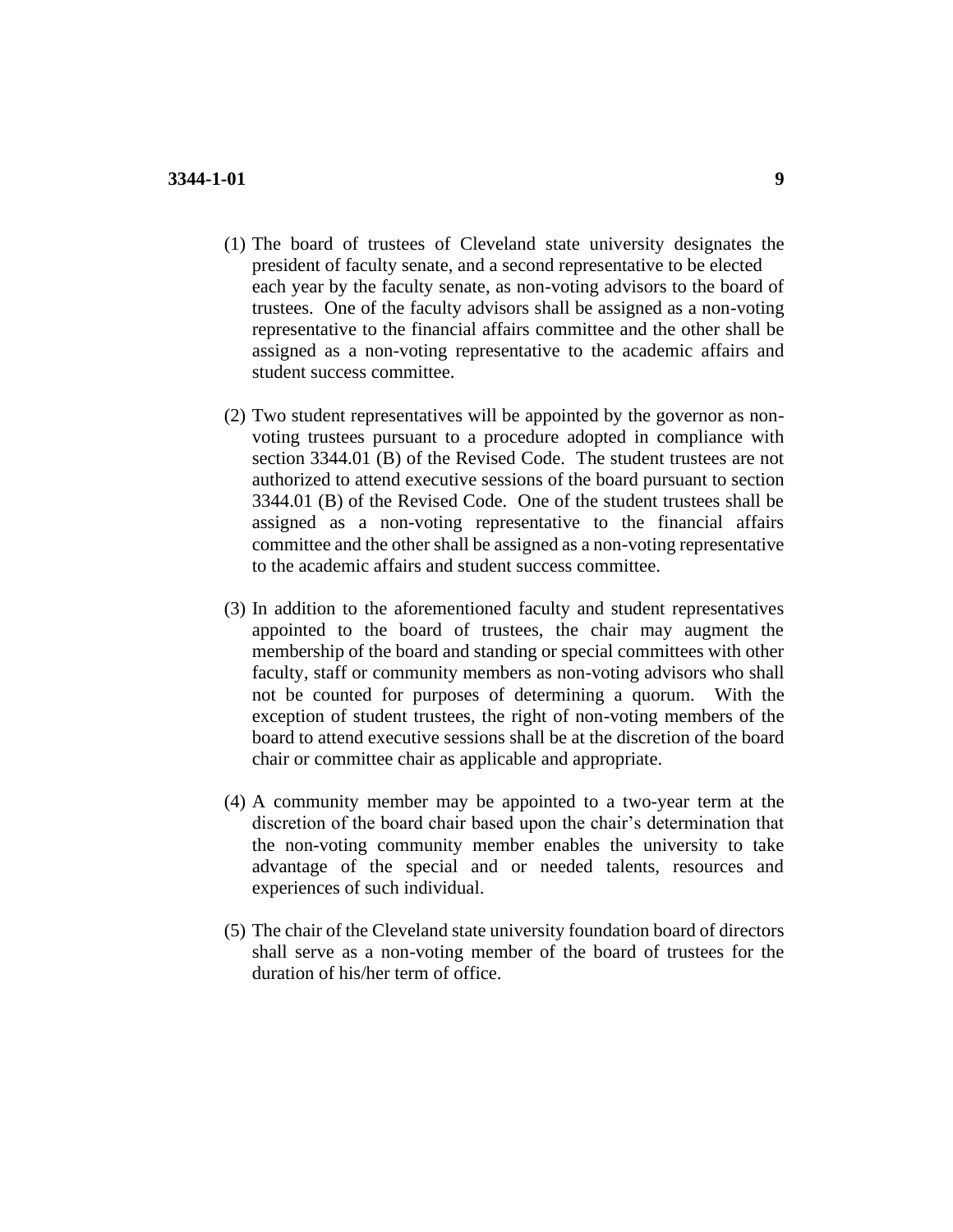(1) The board of trustees of Cleveland state university designates the president of faculty senate, and a second representative to be elected each year by the faculty senate, as non-voting advisors to the board of trustees. One of the faculty advisors shall be assigned as a non-voting representative to the financial affairs committee and the other shall be assigned as a non-voting representative to the academic affairs and student success committee.

(2) Two student representatives will be appointed by the governor as non-voting trustees pursuant to a procedure adopted in compliance with section 3344.01 (B) of the Revised Code. The student trustees are not authorized to attend executive sessions of the board pursuant to section 3344.01 (B) of the Revised Code. One of the student trustees shall be assigned as a non-voting representative to the financial affairs committee and the other shall be assigned as a non-voting representative to the academic affairs and student success committee.

(3) In addition to the aforementioned faculty and student representatives appointed to the board of trustees, the chair may augment the membership of the board and standing or special committees with other faculty, staff or community members as non-voting advisors who shall not be counted for purposes of determining a quorum. With the exception of student trustees, the right of non-voting members of the board to attend executive sessions shall be at the discretion of the board chair or committee chair as applicable and appropriate.

(4) A community member may be appointed to a two-year term at the discretion of the board chair based upon the chair's determination that the non-voting community member enables the university to take advantage of the special and or needed talents, resources and experiences of such individual.

(5) The chair of the Cleveland state university foundation board of directors shall serve as a non-voting member of the board of trustees for the duration of his/her term of office.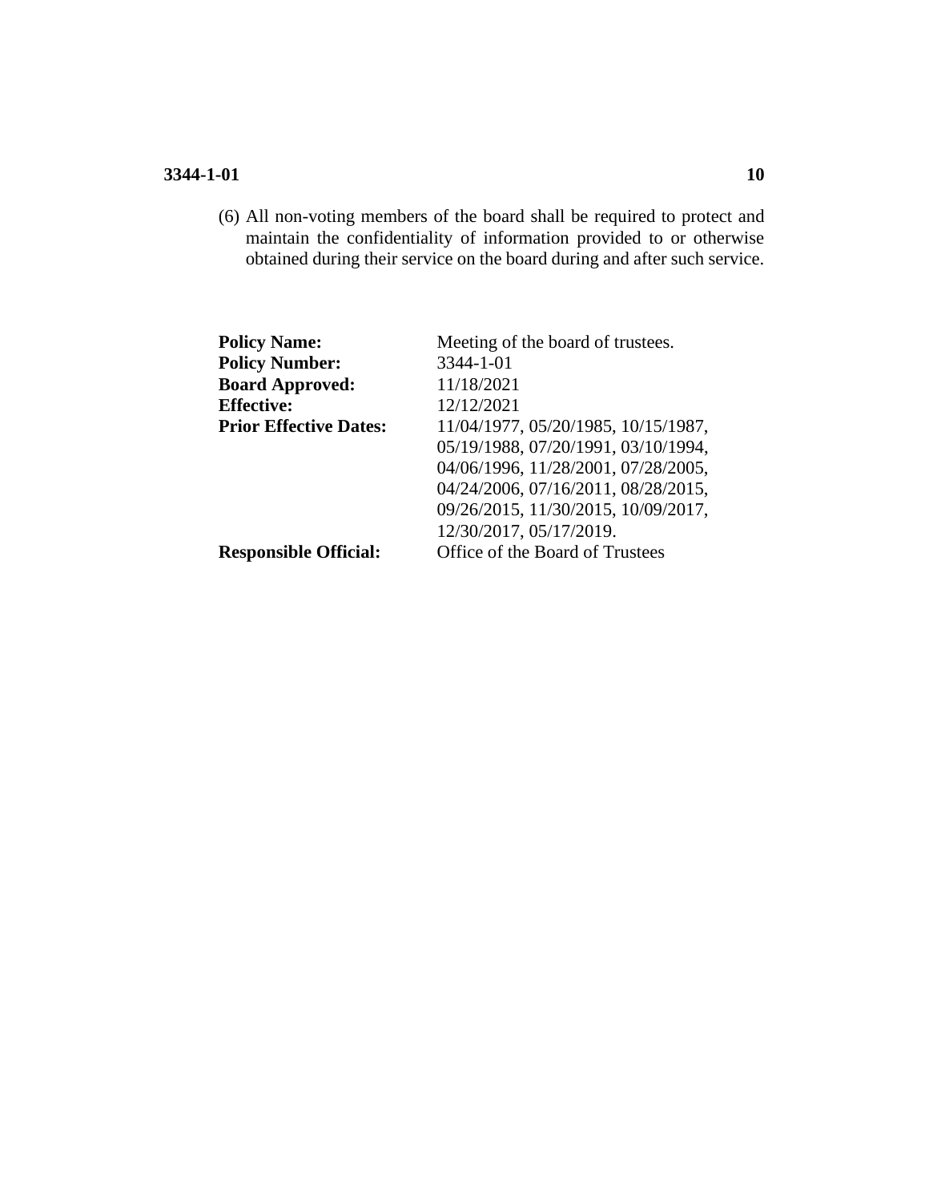(6) All non-voting members of the board shall be required to protect and maintain the confidentiality of information provided to or otherwise obtained during their service on the board during and after such service.

| | |
|---|---|
| **Policy Name:** | Meeting of the board of trustees. |
| **Policy Number:** | 3344-1-01 |
| **Board Approved:** | 11/18/2021 |
| **Effective:** | 12/12/2021 |
| **Prior Effective Dates:** | 11/04/1977, 05/20/1985, 10/15/1987, 05/19/1988, 07/20/1991, 03/10/1994, 04/06/1996, 11/28/2001, 07/28/2005, 04/24/2006, 07/16/2011, 08/28/2015, 09/26/2015, 11/30/2015, 10/09/2017, 12/30/2017, 05/17/2019. |
| **Responsible Official:** | Office of the Board of Trustees |